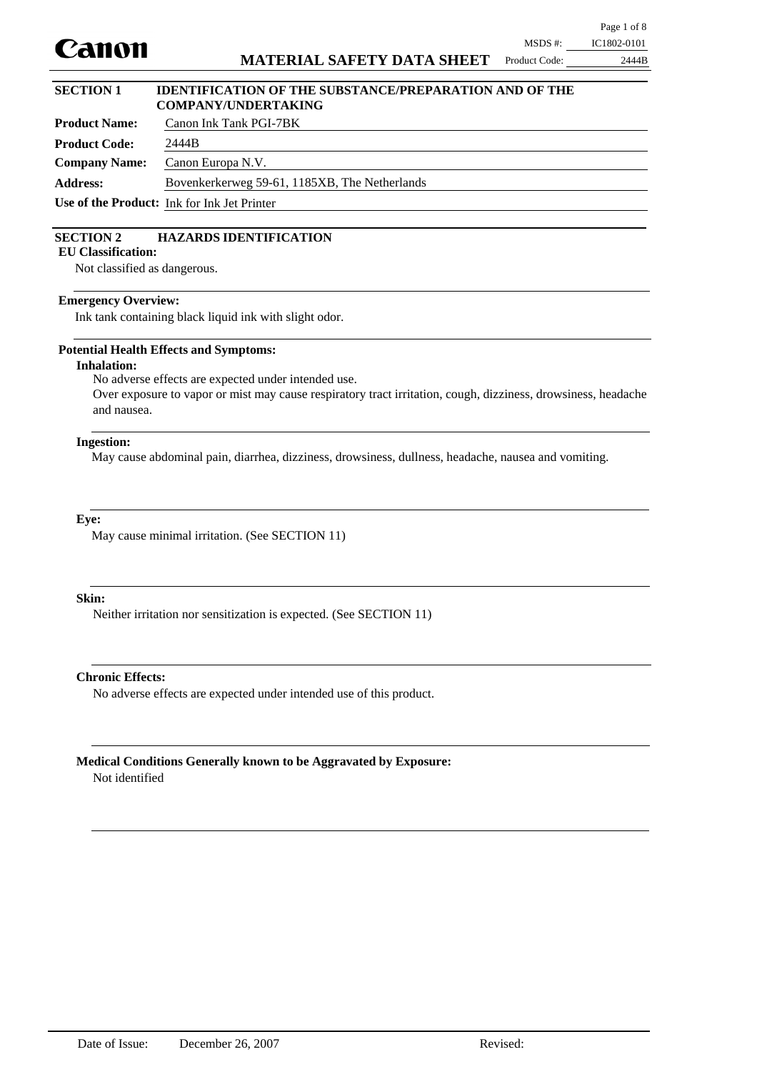**Canon**

# MATERIAL SAFETY DATA SHEET

MSDS #: IC1802-0101
Product Code: 2444B

## SECTION 1 IDENTIFICATION OF THE SUBSTANCE/PREPARATION AND OF THE COMPANY/UNDERTAKING

**Product Name:** Canon Ink Tank PGI-7BK

**Product Code:** 2444B

**Company Name:** Canon Europa N.V.

**Address:** Bovenkerkerweg 59-61, 1185XB, The Netherlands

**Use of the Product:** Ink for Ink Jet Printer

## SECTION 2 HAZARDS IDENTIFICATION

**EU Classification:**

Not classified as dangerous.

**Emergency Overview:**

Ink tank containing black liquid ink with slight odor.

**Potential Health Effects and Symptoms:**

**Inhalation:**

No adverse effects are expected under intended use.
Over exposure to vapor or mist may cause respiratory tract irritation, cough, dizziness, drowsiness, headache and nausea.

**Ingestion:**

May cause abdominal pain, diarrhea, dizziness, drowsiness, dullness, headache, nausea and vomiting.

**Eye:**

May cause minimal irritation. (See SECTION 11)

**Skin:**

Neither irritation nor sensitization is expected. (See SECTION 11)

**Chronic Effects:**

No adverse effects are expected under intended use of this product.

**Medical Conditions Generally known to be Aggravated by Exposure:**

Not identified

Date of Issue: December 26, 2007 Revised: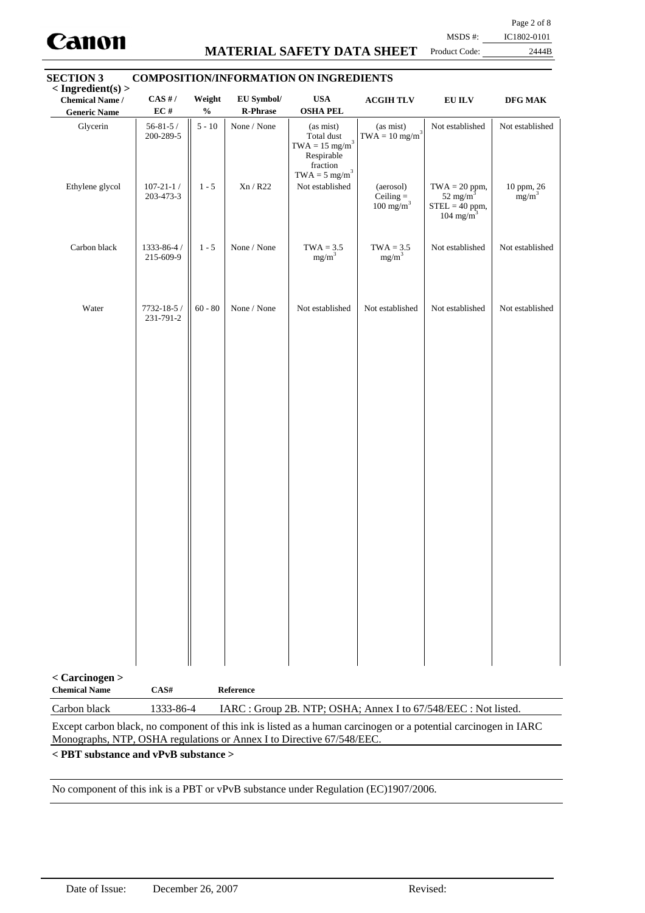## SECTION 3 COMPOSITION/INFORMATION ON INGREDIENTS

**< Ingredient(s) >**

| Chemical Name / Generic Name | CAS # / EC # | Weight % | EU Symbol/ R-Phrase | USA OSHA PEL | ACGIH TLV | EU ILV | DFG MAK |
|---|---|---|---|---|---|---|---|
| Glycerin | 56-81-5 / 200-289-5 | 5 - 10 | None / None | (as mist) Total dust TWA = 15 mg/m$^3$ Respirable fraction TWA = 5 mg/m$^3$ | (as mist) TWA = 10 mg/m$^3$ | Not established | Not established |
| Ethylene glycol | 107-21-1 / 203-473-3 | 1 - 5 | Xn / R22 | Not established | (aerosol) Ceiling = 100 mg/m$^3$ | TWA = 20 ppm, 52 mg/m$^3$ STEL = 40 ppm, 104 mg/m$^3$ | 10 ppm, 26 mg/m$^3$ |
| Carbon black | 1333-86-4 / 215-609-9 | 1 - 5 | None / None | TWA = 3.5 mg/m$^3$ | TWA = 3.5 mg/m$^3$ | Not established | Not established |
| Water | 7732-18-5 / 231-791-2 | 60 - 80 | None / None | Not established | Not established | Not established | Not established |

**< Carcinogen >**

| Chemical Name | CAS# | Reference |
|---|---|---|
| Carbon black | 1333-86-4 | IARC : Group 2B. NTP; OSHA; Annex I to 67/548/EEC : Not listed. |

Except carbon black, no component of this ink is listed as a human carcinogen or a potential carcinogen in IARC Monographs, NTP, OSHA regulations or Annex I to Directive 67/548/EEC.

**< PBT substance and vPvB substance >**

No component of this ink is a PBT or vPvB substance under Regulation (EC)1907/2006.

Date of Issue: December 26, 2007 Revised: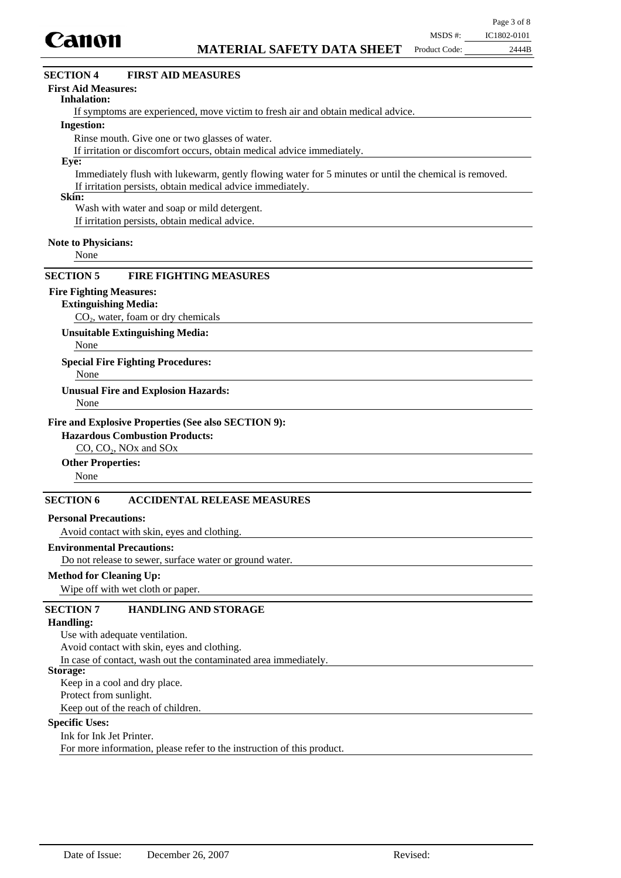## SECTION 4 FIRST AID MEASURES

**First Aid Measures:**

**Inhalation:**

If symptoms are experienced, move victim to fresh air and obtain medical advice.

**Ingestion:**

Rinse mouth. Give one or two glasses of water.
If irritation or discomfort occurs, obtain medical advice immediately.

**Eye:**

Immediately flush with lukewarm, gently flowing water for 5 minutes or until the chemical is removed.
If irritation persists, obtain medical advice immediately.

**Skin:**

Wash with water and soap or mild detergent.
If irritation persists, obtain medical advice.

**Note to Physicians:**

None

## SECTION 5 FIRE FIGHTING MEASURES

**Fire Fighting Measures:**

**Extinguishing Media:**

$CO_2$, water, foam or dry chemicals

**Unsuitable Extinguishing Media:**

None

**Special Fire Fighting Procedures:**

None

**Unusual Fire and Explosion Hazards:**

None

**Fire and Explosive Properties (See also SECTION 9):**

**Hazardous Combustion Products:**

CO, $CO_2$, NOx and SOx

**Other Properties:**

None

## SECTION 6 ACCIDENTAL RELEASE MEASURES

**Personal Precautions:**

Avoid contact with skin, eyes and clothing.

**Environmental Precautions:**

Do not release to sewer, surface water or ground water.

**Method for Cleaning Up:**

Wipe off with wet cloth or paper.

## SECTION 7 HANDLING AND STORAGE

**Handling:**

Use with adequate ventilation.
Avoid contact with skin, eyes and clothing.
In case of contact, wash out the contaminated area immediately.

**Storage:**

Keep in a cool and dry place.
Protect from sunlight.
Keep out of the reach of children.

**Specific Uses:**

Ink for Ink Jet Printer.
For more information, please refer to the instruction of this product.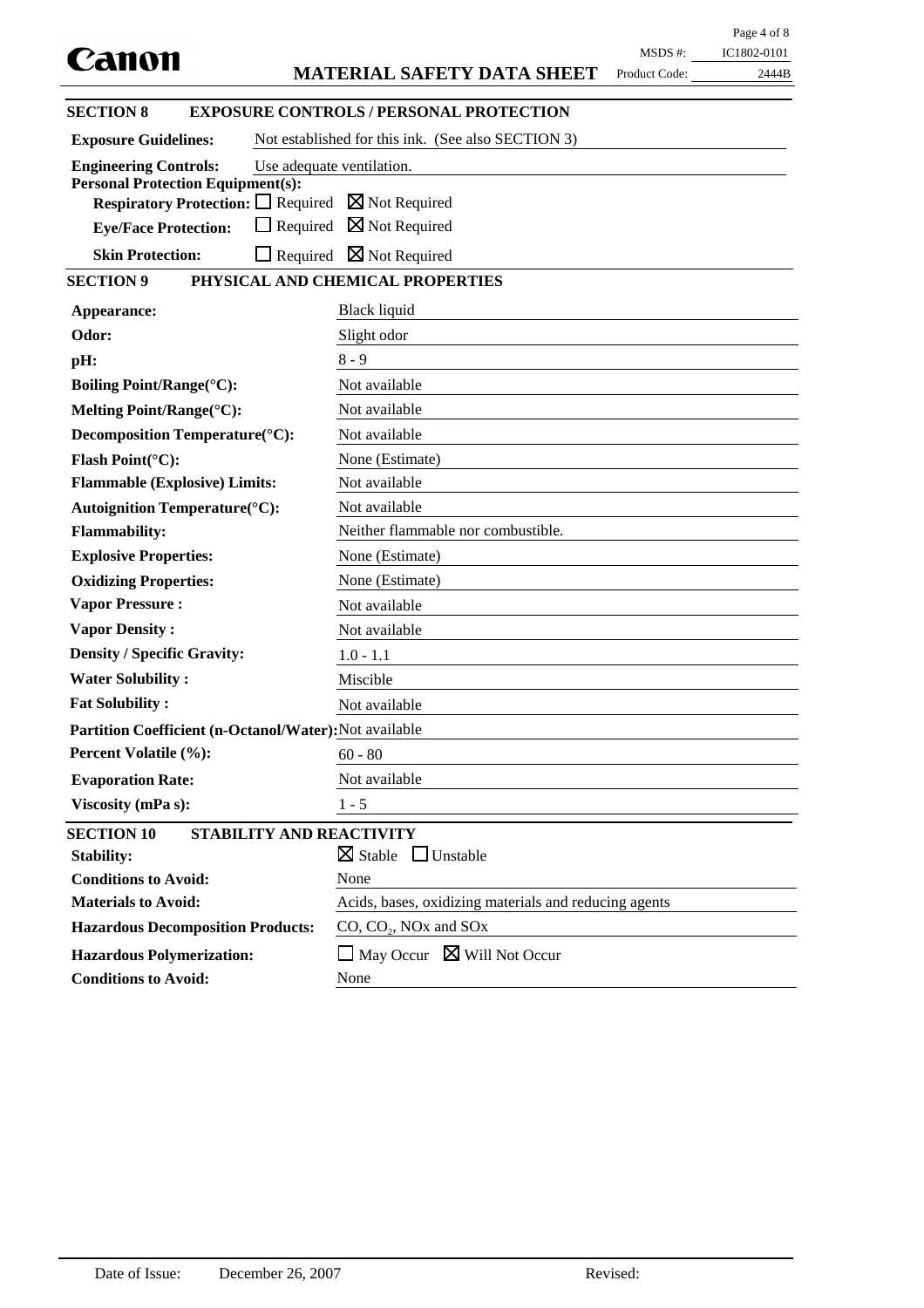## SECTION 8 EXPOSURE CONTROLS / PERSONAL PROTECTION

**Exposure Guidelines:** Not established for this ink. (See also SECTION 3)

**Engineering Controls:** Use adequate ventilation.

**Personal Protection Equipment(s):**

- **Respiratory Protection:** ☐ Required ☒ Not Required
- **Eye/Face Protection:** ☐ Required ☒ Not Required
- **Skin Protection:** ☐ Required ☒ Not Required

## SECTION 9 PHYSICAL AND CHEMICAL PROPERTIES

| Property | Value |
|---|---|
| **Appearance:** | Black liquid |
| **Odor:** | Slight odor |
| **pH:** | 8 - 9 |
| **Boiling Point/Range(°C):** | Not available |
| **Melting Point/Range(°C):** | Not available |
| **Decomposition Temperature(°C):** | Not available |
| **Flash Point(°C):** | None (Estimate) |
| **Flammable (Explosive) Limits:** | Not available |
| **Autoignition Temperature(°C):** | Not available |
| **Flammability:** | Neither flammable nor combustible. |
| **Explosive Properties:** | None (Estimate) |
| **Oxidizing Properties:** | None (Estimate) |
| **Vapor Pressure :** | Not available |
| **Vapor Density :** | Not available |
| **Density / Specific Gravity:** | 1.0 - 1.1 |
| **Water Solubility :** | Miscible |
| **Fat Solubility :** | Not available |
| **Partition Coefficient (n-Octanol/Water):** | Not available |
| **Percent Volatile (%):** | 60 - 80 |
| **Evaporation Rate:** | Not available |
| **Viscosity (mPa s):** | 1 - 5 |

## SECTION 10 STABILITY AND REACTIVITY

| Property | Value |
|---|---|
| **Stability:** | ☒ Stable ☐ Unstable |
| **Conditions to Avoid:** | None |
| **Materials to Avoid:** | Acids, bases, oxidizing materials and reducing agents |
| **Hazardous Decomposition Products:** | CO, $CO_2$, NOx and SOx |
| **Hazardous Polymerization:** | ☐ May Occur ☒ Will Not Occur |
| **Conditions to Avoid:** | None |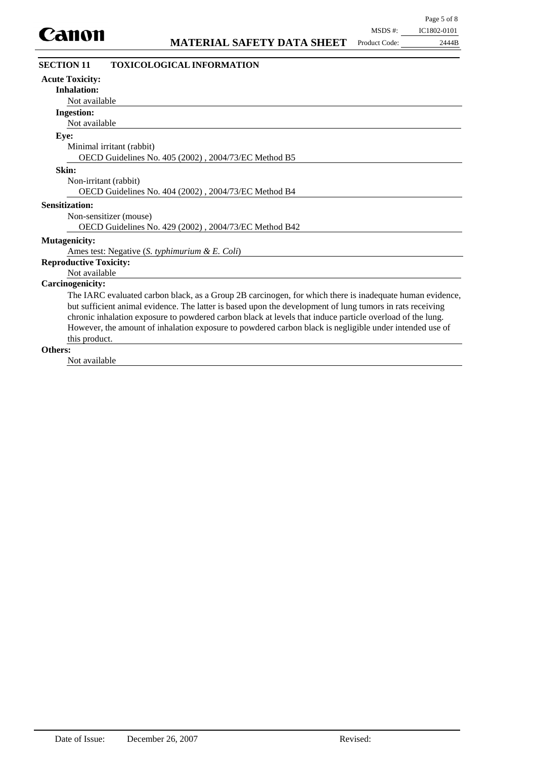## SECTION 11 TOXICOLOGICAL INFORMATION

**Acute Toxicity:**

**Inhalation:**

Not available

**Ingestion:**

Not available

**Eye:**

Minimal irritant (rabbit)

OECD Guidelines No. 405 (2002) , 2004/73/EC Method B5

**Skin:**

Non-irritant (rabbit)

OECD Guidelines No. 404 (2002) , 2004/73/EC Method B4

**Sensitization:**

Non-sensitizer (mouse)

OECD Guidelines No. 429 (2002) , 2004/73/EC Method B42

**Mutagenicity:**

Ames test: Negative (*S. typhimurium & E. Coli*)

**Reproductive Toxicity:**

Not available

**Carcinogenicity:**

The IARC evaluated carbon black, as a Group 2B carcinogen, for which there is inadequate human evidence, but sufficient animal evidence. The latter is based upon the development of lung tumors in rats receiving chronic inhalation exposure to powdered carbon black at levels that induce particle overload of the lung. However, the amount of inhalation exposure to powdered carbon black is negligible under intended use of this product.

**Others:**

Not available

Date of Issue: December 26, 2007 Revised: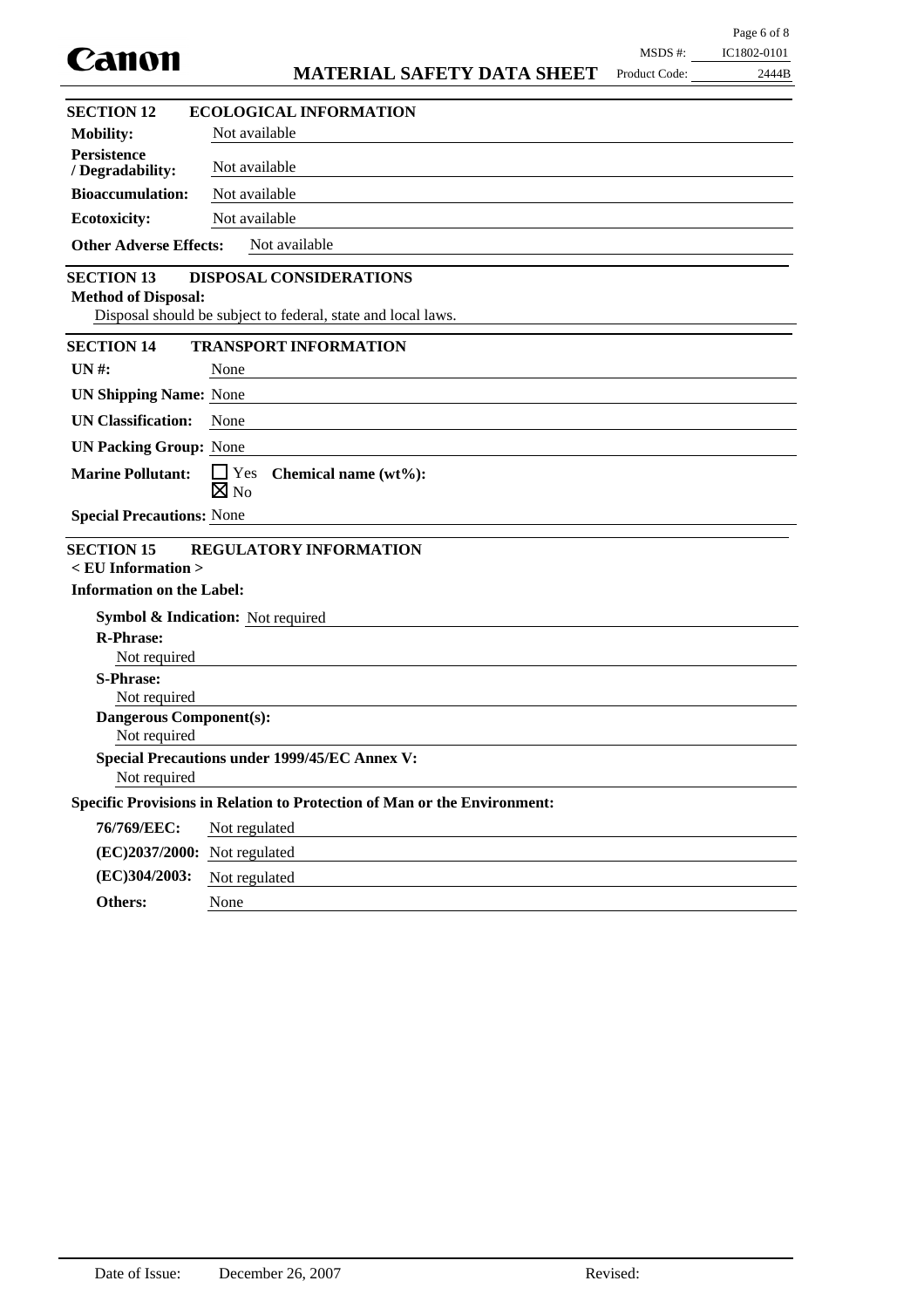## SECTION 12 ECOLOGICAL INFORMATION

**Mobility:** Not available

**Persistence / Degradability:** Not available

**Bioaccumulation:** Not available

**Ecotoxicity:** Not available

**Other Adverse Effects:** Not available

## SECTION 13 DISPOSAL CONSIDERATIONS

**Method of Disposal:**
Disposal should be subject to federal, state and local laws.

## SECTION 14 TRANSPORT INFORMATION

**UN #:** None

**UN Shipping Name:** None

**UN Classification:** None

**UN Packing Group:** None

**Marine Pollutant:** ☐ Yes ☒ No **Chemical name (wt%):**

**Special Precautions:** None

## SECTION 15 REGULATORY INFORMATION

**< EU Information >**

**Information on the Label:**

**Symbol & Indication:** Not required

**R-Phrase:**
Not required

**S-Phrase:**
Not required

**Dangerous Component(s):**
Not required

**Special Precautions under 1999/45/EC Annex V:**
Not required

**Specific Provisions in Relation to Protection of Man or the Environment:**

**76/769/EEC:** Not regulated

**(EC)2037/2000:** Not regulated

**(EC)304/2003:** Not regulated

**Others:** None

Date of Issue: December 26, 2007 Revised: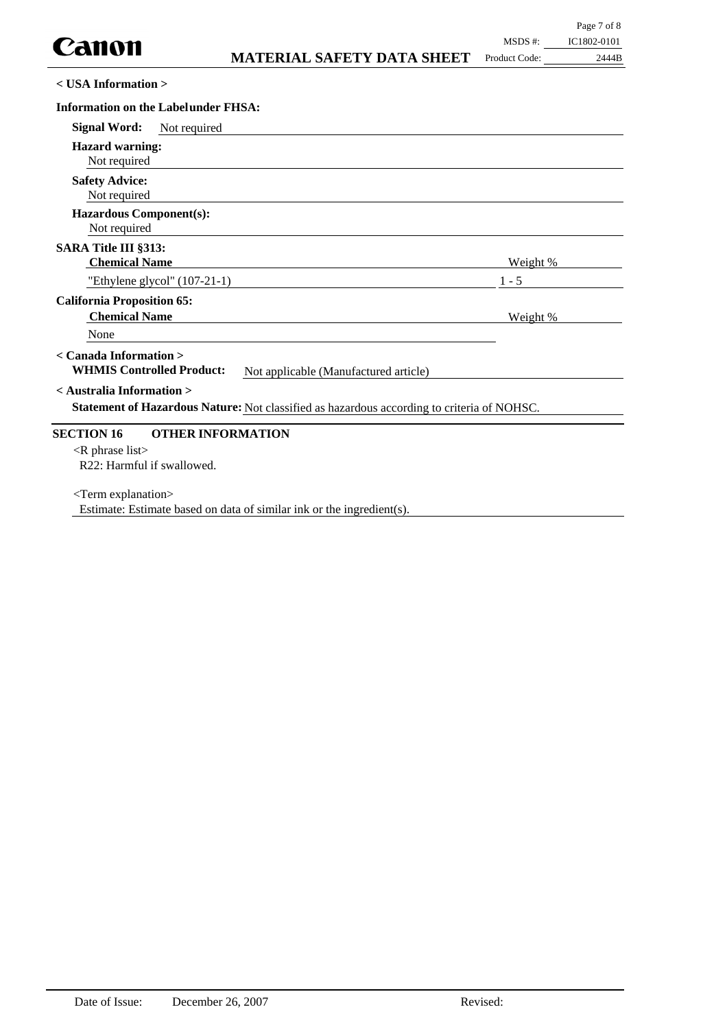**< USA Information >**

**Information on the Label under FHSA:**

**Signal Word:** Not required

**Hazard warning:**
Not required

**Safety Advice:**
Not required

**Hazardous Component(s):**
Not required

**SARA Title III §313:**

| Chemical Name | Weight % |
| --- | --- |
| "Ethylene glycol" (107-21-1) | 1 - 5 |

**California Proposition 65:**

| Chemical Name | Weight % |
| --- | --- |
| None | |

**< Canada Information >**

**WHMIS Controlled Product:** Not applicable (Manufactured article)

**< Australia Information >**

**Statement of Hazardous Nature:** Not classified as hazardous according to criteria of NOHSC.

## SECTION 16 OTHER INFORMATION

<R phrase list>
R22: Harmful if swallowed.

<Term explanation>
Estimate: Estimate based on data of similar ink or the ingredient(s).

Date of Issue: December 26, 2007 Revised: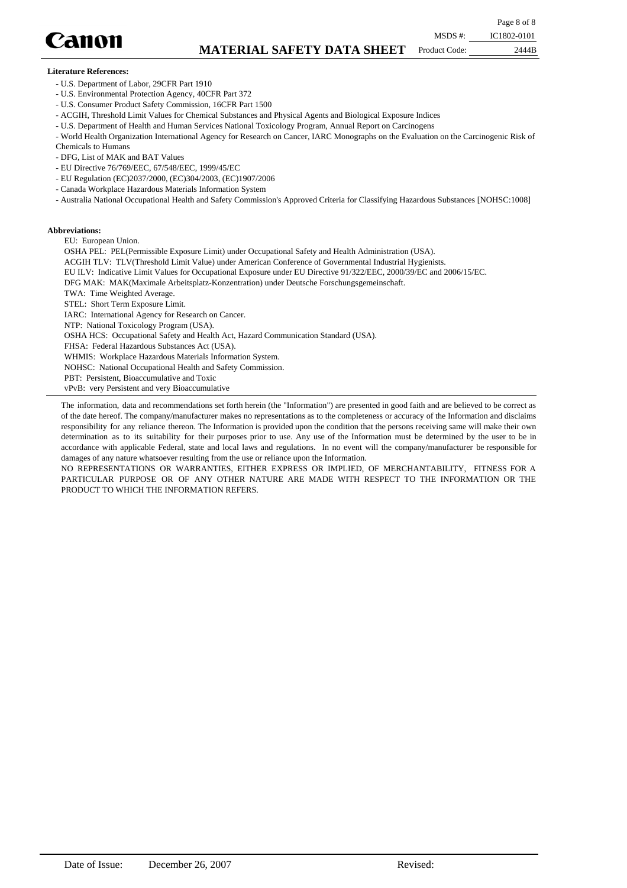**Literature References:**

- U.S. Department of Labor, 29CFR Part 1910
- U.S. Environmental Protection Agency, 40CFR Part 372
- U.S. Consumer Product Safety Commission, 16CFR Part 1500
- ACGIH, Threshold Limit Values for Chemical Substances and Physical Agents and Biological Exposure Indices
- U.S. Department of Health and Human Services National Toxicology Program, Annual Report on Carcinogens
- World Health Organization International Agency for Research on Cancer, IARC Monographs on the Evaluation on the Carcinogenic Risk of Chemicals to Humans
- DFG, List of MAK and BAT Values
- EU Directive 76/769/EEC, 67/548/EEC, 1999/45/EC
- EU Regulation (EC)2037/2000, (EC)304/2003, (EC)1907/2006
- Canada Workplace Hazardous Materials Information System
- Australia National Occupational Health and Safety Commission's Approved Criteria for Classifying Hazardous Substances [NOHSC:1008]

**Abbreviations:**

EU: European Union.
OSHA PEL: PEL(Permissible Exposure Limit) under Occupational Safety and Health Administration (USA).
ACGIH TLV: TLV(Threshold Limit Value) under American Conference of Governmental Industrial Hygienists.
EU ILV: Indicative Limit Values for Occupational Exposure under EU Directive 91/322/EEC, 2000/39/EC and 2006/15/EC.
DFG MAK: MAK(Maximale Arbeitsplatz-Konzentration) under Deutsche Forschungsgemeinschaft.
TWA: Time Weighted Average.
STEL: Short Term Exposure Limit.
IARC: International Agency for Research on Cancer.
NTP: National Toxicology Program (USA).
OSHA HCS: Occupational Safety and Health Act, Hazard Communication Standard (USA).
FHSA: Federal Hazardous Substances Act (USA).
WHMIS: Workplace Hazardous Materials Information System.
NOHSC: National Occupational Health and Safety Commission.
PBT: Persistent, Bioaccumulative and Toxic
vPvB: very Persistent and very Bioaccumulative

The information, data and recommendations set forth herein (the "Information") are presented in good faith and are believed to be correct as of the date hereof. The company/manufacturer makes no representations as to the completeness or accuracy of the Information and disclaims responsibility for any reliance thereon. The Information is provided upon the condition that the persons receiving same will make their own determination as to its suitability for their purposes prior to use. Any use of the Information must be determined by the user to be in accordance with applicable Federal, state and local laws and regulations. In no event will the company/manufacturer be responsible for damages of any nature whatsoever resulting from the use or reliance upon the Information.

NO REPRESENTATIONS OR WARRANTIES, EITHER EXPRESS OR IMPLIED, OF MERCHANTABILITY, FITNESS FOR A PARTICULAR PURPOSE OR OF ANY OTHER NATURE ARE MADE WITH RESPECT TO THE INFORMATION OR THE PRODUCT TO WHICH THE INFORMATION REFERS.